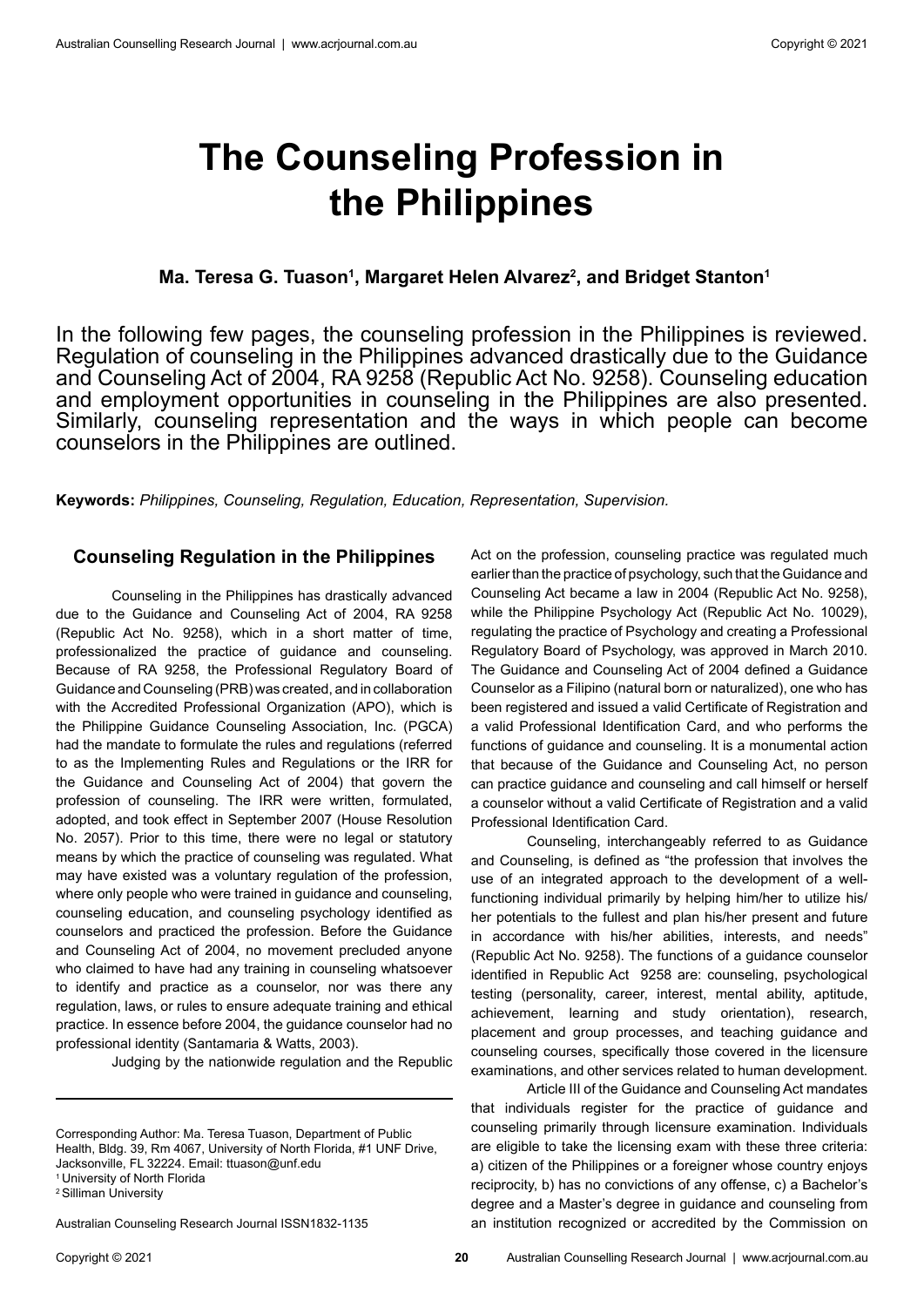# The Counseling Profession in the Philippines

**Ma. Teresa G. Tuason[1], Margaret Helen Alvarez[2], and Bridget Stanton[1]**

In the following few pages, the counseling profession in the Philippines is reviewed. Regulation of counseling in the Philippines advanced drastically due to the Guidance and Counseling Act of 2004, RA 9258 (Republic Act No. 9258). Counseling education and employment opportunities in counseling in the Philippines are also presented. Similarly, counseling representation and the ways in which people can become counselors in the Philippines are outlined.

**Keywords:** *Philippines, Counseling, Regulation, Education, Representation, Supervision.*

## Counseling Regulation in the Philippines

Counseling in the Philippines has drastically advanced due to the Guidance and Counseling Act of 2004, RA 9258 (Republic Act No. 9258), which in a short matter of time, professionalized the practice of guidance and counseling. Because of RA 9258, the Professional Regulatory Board of Guidance and Counseling (PRB) was created, and in collaboration with the Accredited Professional Organization (APO), which is the Philippine Guidance Counseling Association, Inc. (PGCA) had the mandate to formulate the rules and regulations (referred to as the Implementing Rules and Regulations or the IRR for the Guidance and Counseling Act of 2004) that govern the profession of counseling. The IRR were written, formulated, adopted, and took effect in September 2007 (House Resolution No. 2057). Prior to this time, there were no legal or statutory means by which the practice of counseling was regulated. What may have existed was a voluntary regulation of the profession, where only people who were trained in guidance and counseling, counseling education, and counseling psychology identified as counselors and practiced the profession. Before the Guidance and Counseling Act of 2004, no movement precluded anyone who claimed to have had any training in counseling whatsoever to identify and practice as a counselor, nor was there any regulation, laws, or rules to ensure adequate training and ethical practice. In essence before 2004, the guidance counselor had no professional identity (Santamaria & Watts, 2003).

Judging by the nationwide regulation and the Republic Act on the profession, counseling practice was regulated much earlier than the practice of psychology, such that the Guidance and Counseling Act became a law in 2004 (Republic Act No. 9258), while the Philippine Psychology Act (Republic Act No. 10029), regulating the practice of Psychology and creating a Professional Regulatory Board of Psychology, was approved in March 2010. The Guidance and Counseling Act of 2004 defined a Guidance Counselor as a Filipino (natural born or naturalized), one who has been registered and issued a valid Certificate of Registration and a valid Professional Identification Card, and who performs the functions of guidance and counseling. It is a monumental action that because of the Guidance and Counseling Act, no person can practice guidance and counseling and call himself or herself a counselor without a valid Certificate of Registration and a valid Professional Identification Card.

Counseling, interchangeably referred to as Guidance and Counseling, is defined as "the profession that involves the use of an integrated approach to the development of a well-functioning individual primarily by helping him/her to utilize his/her potentials to the fullest and plan his/her present and future in accordance with his/her abilities, interests, and needs" (Republic Act No. 9258). The functions of a guidance counselor identified in Republic Act 9258 are: counseling, psychological testing (personality, career, interest, mental ability, aptitude, achievement, learning and study orientation), research, placement and group processes, and teaching guidance and counseling courses, specifically those covered in the licensure examinations, and other services related to human development.

Article III of the Guidance and Counseling Act mandates that individuals register for the practice of guidance and counseling primarily through licensure examination. Individuals are eligible to take the licensing exam with these three criteria: a) citizen of the Philippines or a foreigner whose country enjoys reciprocity, b) has no convictions of any offense, c) a Bachelor's degree and a Master's degree in guidance and counseling from an institution recognized or accredited by the Commission on

---

Corresponding Author: Ma. Teresa Tuason, Department of Public Health, Bldg. 39, Rm 4067, University of North Florida, #1 UNF Drive, Jacksonville, FL 32224. Email: ttuason@unf.edu

[1] University of North Florida

[2] Silliman University

Australian Counselling Research Journal ISSN1832-1135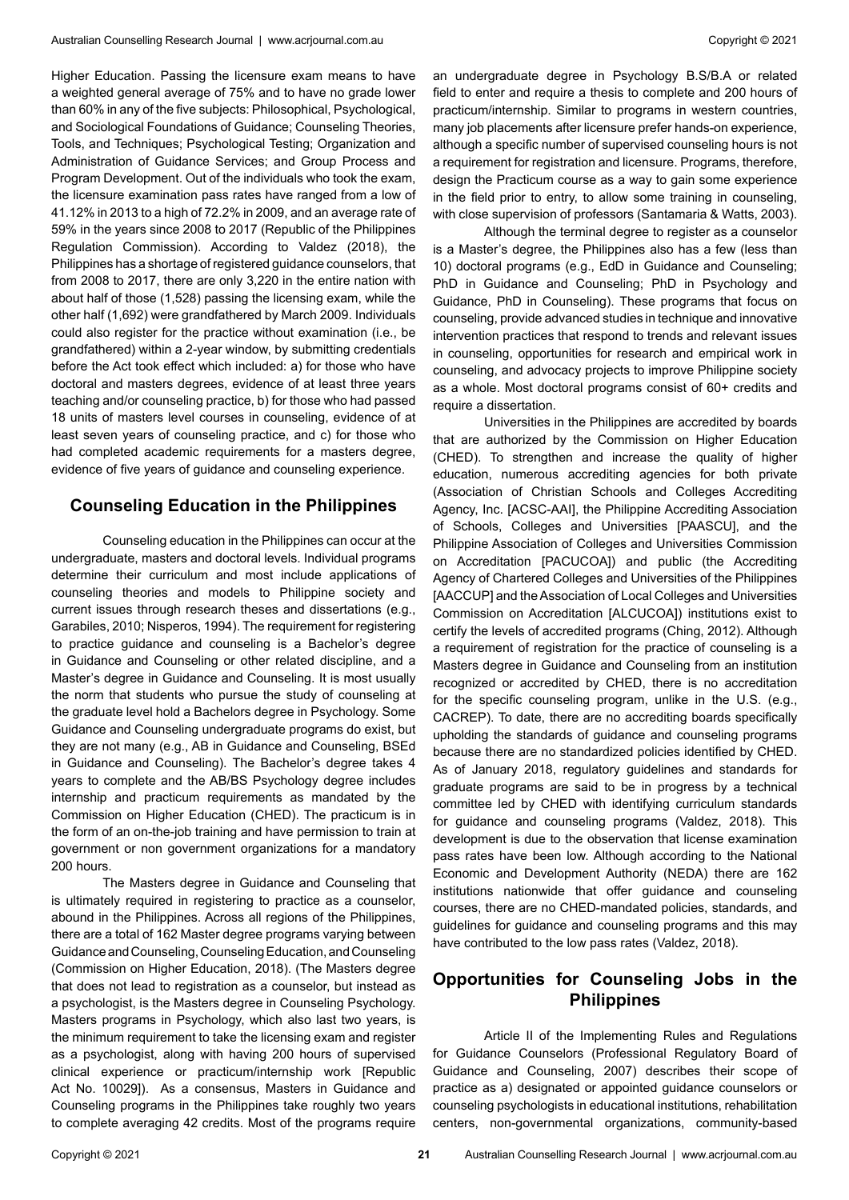Higher Education. Passing the licensure exam means to have a weighted general average of 75% and to have no grade lower than 60% in any of the five subjects: Philosophical, Psychological, and Sociological Foundations of Guidance; Counseling Theories, Tools, and Techniques; Psychological Testing; Organization and Administration of Guidance Services; and Group Process and Program Development. Out of the individuals who took the exam, the licensure examination pass rates have ranged from a low of 41.12% in 2013 to a high of 72.2% in 2009, and an average rate of 59% in the years since 2008 to 2017 (Republic of the Philippines Regulation Commission). According to Valdez (2018), the Philippines has a shortage of registered guidance counselors, that from 2008 to 2017, there are only 3,220 in the entire nation with about half of those (1,528) passing the licensing exam, while the other half (1,692) were grandfathered by March 2009. Individuals could also register for the practice without examination (i.e., be grandfathered) within a 2-year window, by submitting credentials before the Act took effect which included: a) for those who have doctoral and masters degrees, evidence of at least three years teaching and/or counseling practice, b) for those who had passed 18 units of masters level courses in counseling, evidence of at least seven years of counseling practice, and c) for those who had completed academic requirements for a masters degree, evidence of five years of guidance and counseling experience.

## Counseling Education in the Philippines

Counseling education in the Philippines can occur at the undergraduate, masters and doctoral levels. Individual programs determine their curriculum and most include applications of counseling theories and models to Philippine society and current issues through research theses and dissertations (e.g., Garabiles, 2010; Nisperos, 1994). The requirement for registering to practice guidance and counseling is a Bachelor's degree in Guidance and Counseling or other related discipline, and a Master's degree in Guidance and Counseling. It is most usually the norm that students who pursue the study of counseling at the graduate level hold a Bachelors degree in Psychology. Some Guidance and Counseling undergraduate programs do exist, but they are not many (e.g., AB in Guidance and Counseling, BSEd in Guidance and Counseling). The Bachelor's degree takes 4 years to complete and the AB/BS Psychology degree includes internship and practicum requirements as mandated by the Commission on Higher Education (CHED). The practicum is in the form of an on-the-job training and have permission to train at government or non government organizations for a mandatory 200 hours.

The Masters degree in Guidance and Counseling that is ultimately required in registering to practice as a counselor, abound in the Philippines. Across all regions of the Philippines, there are a total of 162 Master degree programs varying between Guidance and Counseling, Counseling Education, and Counseling (Commission on Higher Education, 2018). (The Masters degree that does not lead to registration as a counselor, but instead as a psychologist, is the Masters degree in Counseling Psychology. Masters programs in Psychology, which also last two years, is the minimum requirement to take the licensing exam and register as a psychologist, along with having 200 hours of supervised clinical experience or practicum/internship work [Republic Act No. 10029]). As a consensus, Masters in Guidance and Counseling programs in the Philippines take roughly two years to complete averaging 42 credits. Most of the programs require an undergraduate degree in Psychology B.S/B.A or related field to enter and require a thesis to complete and 200 hours of practicum/internship. Similar to programs in western countries, many job placements after licensure prefer hands-on experience, although a specific number of supervised counseling hours is not a requirement for registration and licensure. Programs, therefore, design the Practicum course as a way to gain some experience in the field prior to entry, to allow some training in counseling, with close supervision of professors (Santamaria & Watts, 2003).

Although the terminal degree to register as a counselor is a Master's degree, the Philippines also has a few (less than 10) doctoral programs (e.g., EdD in Guidance and Counseling; PhD in Guidance and Counseling; PhD in Psychology and Guidance, PhD in Counseling). These programs that focus on counseling, provide advanced studies in technique and innovative intervention practices that respond to trends and relevant issues in counseling, opportunities for research and empirical work in counseling, and advocacy projects to improve Philippine society as a whole. Most doctoral programs consist of 60+ credits and require a dissertation.

Universities in the Philippines are accredited by boards that are authorized by the Commission on Higher Education (CHED). To strengthen and increase the quality of higher education, numerous accrediting agencies for both private (Association of Christian Schools and Colleges Accrediting Agency, Inc. [ACSC-AAI], the Philippine Accrediting Association of Schools, Colleges and Universities [PAASCU], and the Philippine Association of Colleges and Universities Commission on Accreditation [PACUCOA]) and public (the Accrediting Agency of Chartered Colleges and Universities of the Philippines [AACCUP] and the Association of Local Colleges and Universities Commission on Accreditation [ALCUCOA]) institutions exist to certify the levels of accredited programs (Ching, 2012). Although a requirement of registration for the practice of counseling is a Masters degree in Guidance and Counseling from an institution recognized or accredited by CHED, there is no accreditation for the specific counseling program, unlike in the U.S. (e.g., CACREP). To date, there are no accrediting boards specifically upholding the standards of guidance and counseling programs because there are no standardized policies identified by CHED. As of January 2018, regulatory guidelines and standards for graduate programs are said to be in progress by a technical committee led by CHED with identifying curriculum standards for guidance and counseling programs (Valdez, 2018). This development is due to the observation that license examination pass rates have been low. Although according to the National Economic and Development Authority (NEDA) there are 162 institutions nationwide that offer guidance and counseling courses, there are no CHED-mandated policies, standards, and guidelines for guidance and counseling programs and this may have contributed to the low pass rates (Valdez, 2018).

## Opportunities for Counseling Jobs in the Philippines

Article II of the Implementing Rules and Regulations for Guidance Counselors (Professional Regulatory Board of Guidance and Counseling, 2007) describes their scope of practice as a) designated or appointed guidance counselors or counseling psychologists in educational institutions, rehabilitation centers, non-governmental organizations, community-based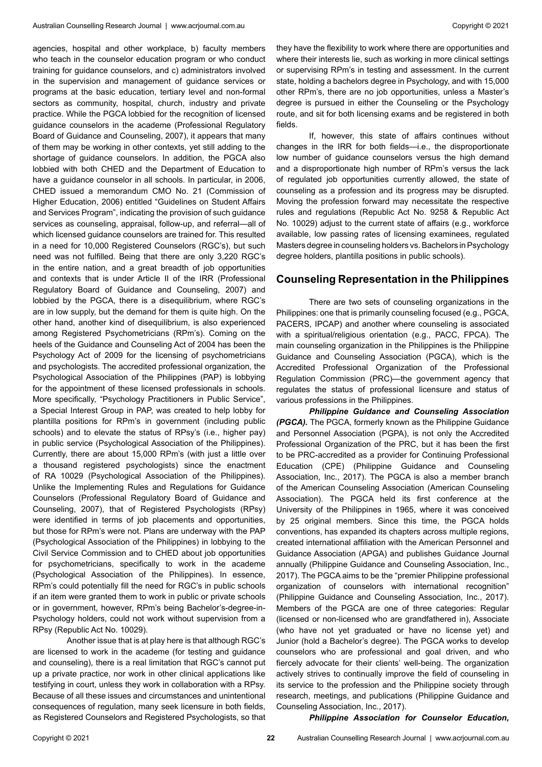agencies, hospital and other workplace, b) faculty members who teach in the counselor education program or who conduct training for guidance counselors, and c) administrators involved in the supervision and management of guidance services or programs at the basic education, tertiary level and non-formal sectors as community, hospital, church, industry and private practice. While the PGCA lobbied for the recognition of licensed guidance counselors in the academe (Professional Regulatory Board of Guidance and Counseling, 2007), it appears that many of them may be working in other contexts, yet still adding to the shortage of guidance counselors. In addition, the PGCA also lobbied with both CHED and the Department of Education to have a guidance counselor in all schools. In particular, in 2006, CHED issued a memorandum CMO No. 21 (Commission of Higher Education, 2006) entitled "Guidelines on Student Affairs and Services Program", indicating the provision of such guidance services as counseling, appraisal, follow-up, and referral—all of which licensed guidance counselors are trained for. This resulted in a need for 10,000 Registered Counselors (RGC's), but such need was not fulfilled. Being that there are only 3,220 RGC's in the entire nation, and a great breadth of job opportunities and contexts that is under Article II of the IRR (Professional Regulatory Board of Guidance and Counseling, 2007) and lobbied by the PGCA, there is a disequilibrium, where RGC's are in low supply, but the demand for them is quite high. On the other hand, another kind of disequilibrium, is also experienced among Registered Psychometricians (RPm's). Coming on the heels of the Guidance and Counseling Act of 2004 has been the Psychology Act of 2009 for the licensing of psychometricians and psychologists. The accredited professional organization, the Psychological Association of the Philippines (PAP) is lobbying for the appointment of these licensed professionals in schools. More specifically, "Psychology Practitioners in Public Service", a Special Interest Group in PAP, was created to help lobby for plantilla positions for RPm's in government (including public schools) and to elevate the status of RPsy's (i.e., higher pay) in public service (Psychological Association of the Philippines). Currently, there are about 15,000 RPm's (with just a little over a thousand registered psychologists) since the enactment of RA 10029 (Psychological Association of the Philippines). Unlike the Implementing Rules and Regulations for Guidance Counselors (Professional Regulatory Board of Guidance and Counseling, 2007), that of Registered Psychologists (RPsy) were identified in terms of job placements and opportunities, but those for RPm's were not. Plans are underway with the PAP (Psychological Association of the Philippines) in lobbying to the Civil Service Commission and to CHED about job opportunities for psychometricians, specifically to work in the academe (Psychological Association of the Philippines). In essence, RPm's could potentially fill the need for RGC's in public schools if an item were granted them to work in public or private schools or in government, however, RPm's being Bachelor's-degree-in-Psychology holders, could not work without supervision from a RPsy (Republic Act No. 10029).

Another issue that is at play here is that although RGC's are licensed to work in the academe (for testing and guidance and counseling), there is a real limitation that RGC's cannot put up a private practice, nor work in other clinical applications like testifying in court, unless they work in collaboration with a RPsy. Because of all these issues and circumstances and unintentional consequences of regulation, many seek licensure in both fields, as Registered Counselors and Registered Psychologists, so that they have the flexibility to work where there are opportunities and where their interests lie, such as working in more clinical settings or supervising RPm's in testing and assessment. In the current state, holding a bachelors degree in Psychology, and with 15,000 other RPm's, there are no job opportunities, unless a Master's degree is pursued in either the Counseling or the Psychology route, and sit for both licensing exams and be registered in both fields.

If, however, this state of affairs continues without changes in the IRR for both fields—i.e., the disproportionate low number of guidance counselors versus the high demand and a disproportionate high number of RPm's versus the lack of regulated job opportunities currently allowed, the state of counseling as a profession and its progress may be disrupted. Moving the profession forward may necessitate the respective rules and regulations (Republic Act No. 9258 & Republic Act No. 10029) adjust to the current state of affairs (e.g., workforce available, low passing rates of licensing examinees, regulated Masters degree in counseling holders vs. Bachelors in Psychology degree holders, plantilla positions in public schools).

## Counseling Representation in the Philippines

There are two sets of counseling organizations in the Philippines: one that is primarily counseling focused (e.g., PGCA, PACERS, IPCAP) and another where counseling is associated with a spiritual/religious orientation (e.g., PACC, FPCA). The main counseling organization in the Philippines is the Philippine Guidance and Counseling Association (PGCA), which is the Accredited Professional Organization of the Professional Regulation Commission (PRC)—the government agency that regulates the status of professional licensure and status of various professions in the Philippines.

***Philippine Guidance and Counseling Association (PGCA).*** The PGCA, formerly known as the Philippine Guidance and Personnel Association (PGPA), is not only the Accredited Professional Organization of the PRC, but it has been the first to be PRC-accredited as a provider for Continuing Professional Education (CPE) (Philippine Guidance and Counseling Association, Inc., 2017). The PGCA is also a member branch of the American Counseling Association (American Counseling Association). The PGCA held its first conference at the University of the Philippines in 1965, where it was conceived by 25 original members. Since this time, the PGCA holds conventions, has expanded its chapters across multiple regions, created international affiliation with the American Personnel and Guidance Association (APGA) and publishes Guidance Journal annually (Philippine Guidance and Counseling Association, Inc., 2017). The PGCA aims to be the "premier Philippine professional organization of counselors with international recognition" (Philippine Guidance and Counseling Association, Inc., 2017). Members of the PGCA are one of three categories: Regular (licensed or non-licensed who are grandfathered in), Associate (who have not yet graduated or have no license yet) and Junior (hold a Bachelor's degree). The PGCA works to develop counselors who are professional and goal driven, and who fiercely advocate for their clients' well-being. The organization actively strives to continually improve the field of counseling in its service to the profession and the Philippine society through research, meetings, and publications (Philippine Guidance and Counseling Association, Inc., 2017).

***Philippine Association for Counselor Education,***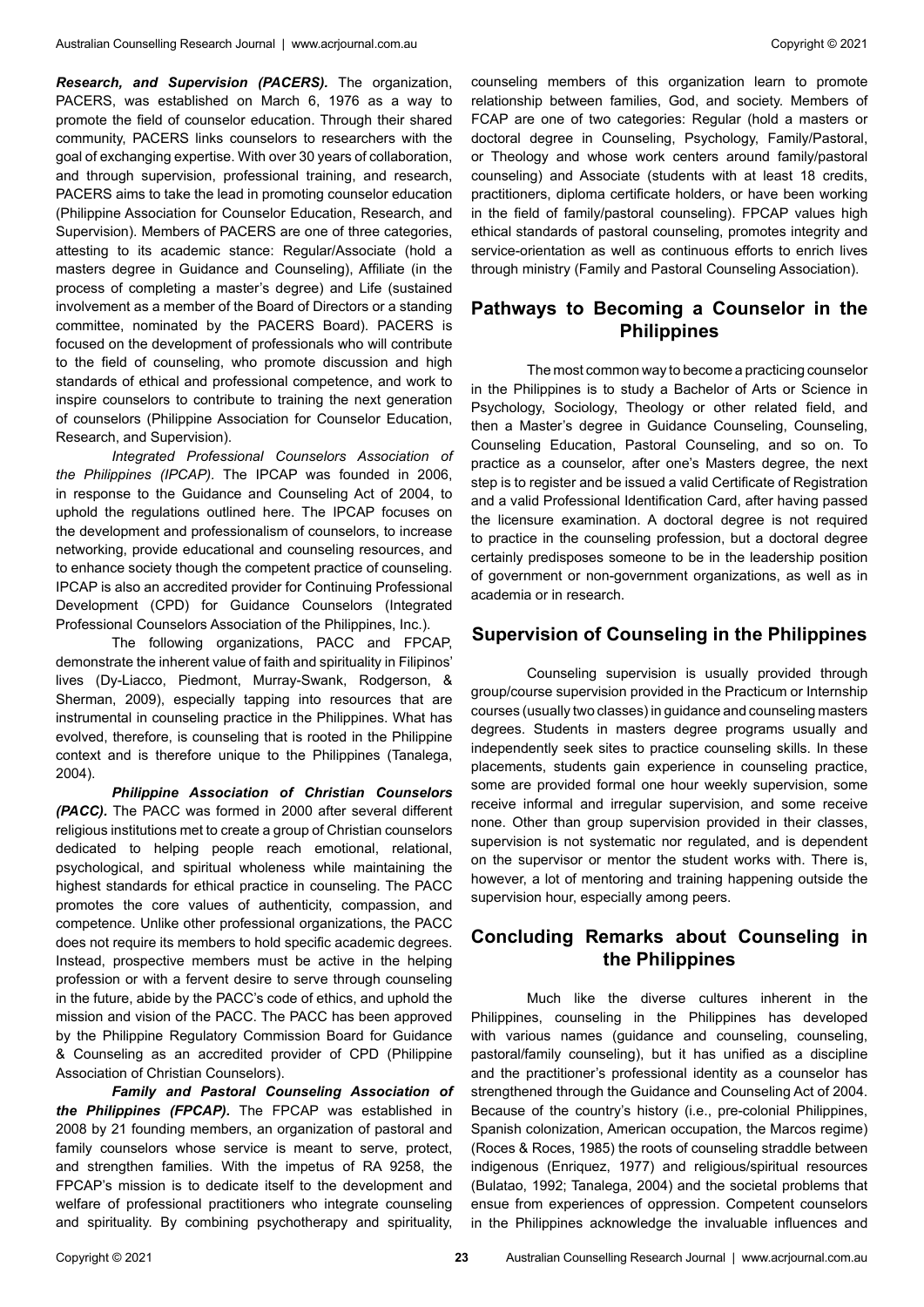***Research, and Supervision (PACERS).*** The organization, PACERS, was established on March 6, 1976 as a way to promote the field of counselor education. Through their shared community, PACERS links counselors to researchers with the goal of exchanging expertise. With over 30 years of collaboration, and through supervision, professional training, and research, PACERS aims to take the lead in promoting counselor education (Philippine Association for Counselor Education, Research, and Supervision). Members of PACERS are one of three categories, attesting to its academic stance: Regular/Associate (hold a masters degree in Guidance and Counseling), Affiliate (in the process of completing a master's degree) and Life (sustained involvement as a member of the Board of Directors or a standing committee, nominated by the PACERS Board). PACERS is focused on the development of professionals who will contribute to the field of counseling, who promote discussion and high standards of ethical and professional competence, and work to inspire counselors to contribute to training the next generation of counselors (Philippine Association for Counselor Education, Research, and Supervision).

*Integrated Professional Counselors Association of the Philippines (IPCAP)*. The IPCAP was founded in 2006, in response to the Guidance and Counseling Act of 2004, to uphold the regulations outlined here. The IPCAP focuses on the development and professionalism of counselors, to increase networking, provide educational and counseling resources, and to enhance society though the competent practice of counseling. IPCAP is also an accredited provider for Continuing Professional Development (CPD) for Guidance Counselors (Integrated Professional Counselors Association of the Philippines, Inc.).

The following organizations, PACC and FPCAP, demonstrate the inherent value of faith and spirituality in Filipinos' lives (Dy-Liacco, Piedmont, Murray-Swank, Rodgerson, & Sherman, 2009), especially tapping into resources that are instrumental in counseling practice in the Philippines. What has evolved, therefore, is counseling that is rooted in the Philippine context and is therefore unique to the Philippines (Tanalega, 2004).

***Philippine Association of Christian Counselors (PACC).*** The PACC was formed in 2000 after several different religious institutions met to create a group of Christian counselors dedicated to helping people reach emotional, relational, psychological, and spiritual wholeness while maintaining the highest standards for ethical practice in counseling. The PACC promotes the core values of authenticity, compassion, and competence. Unlike other professional organizations, the PACC does not require its members to hold specific academic degrees. Instead, prospective members must be active in the helping profession or with a fervent desire to serve through counseling in the future, abide by the PACC's code of ethics, and uphold the mission and vision of the PACC. The PACC has been approved by the Philippine Regulatory Commission Board for Guidance & Counseling as an accredited provider of CPD (Philippine Association of Christian Counselors).

***Family and Pastoral Counseling Association of the Philippines (FPCAP).*** The FPCAP was established in 2008 by 21 founding members, an organization of pastoral and family counselors whose service is meant to serve, protect, and strengthen families. With the impetus of RA 9258, the FPCAP's mission is to dedicate itself to the development and welfare of professional practitioners who integrate counseling and spirituality. By combining psychotherapy and spirituality, counseling members of this organization learn to promote relationship between families, God, and society. Members of FCAP are one of two categories: Regular (hold a masters or doctoral degree in Counseling, Psychology, Family/Pastoral, or Theology and whose work centers around family/pastoral counseling) and Associate (students with at least 18 credits, practitioners, diploma certificate holders, or have been working in the field of family/pastoral counseling). FPCAP values high ethical standards of pastoral counseling, promotes integrity and service-orientation as well as continuous efforts to enrich lives through ministry (Family and Pastoral Counseling Association).

## Pathways to Becoming a Counselor in the Philippines

The most common way to become a practicing counselor in the Philippines is to study a Bachelor of Arts or Science in Psychology, Sociology, Theology or other related field, and then a Master's degree in Guidance Counseling, Counseling, Counseling Education, Pastoral Counseling, and so on. To practice as a counselor, after one's Masters degree, the next step is to register and be issued a valid Certificate of Registration and a valid Professional Identification Card, after having passed the licensure examination. A doctoral degree is not required to practice in the counseling profession, but a doctoral degree certainly predisposes someone to be in the leadership position of government or non-government organizations, as well as in academia or in research.

## Supervision of Counseling in the Philippines

Counseling supervision is usually provided through group/course supervision provided in the Practicum or Internship courses (usually two classes) in guidance and counseling masters degrees. Students in masters degree programs usually and independently seek sites to practice counseling skills. In these placements, students gain experience in counseling practice, some are provided formal one hour weekly supervision, some receive informal and irregular supervision, and some receive none. Other than group supervision provided in their classes, supervision is not systematic nor regulated, and is dependent on the supervisor or mentor the student works with. There is, however, a lot of mentoring and training happening outside the supervision hour, especially among peers.

## Concluding Remarks about Counseling in the Philippines

Much like the diverse cultures inherent in the Philippines, counseling in the Philippines has developed with various names (guidance and counseling, counseling, pastoral/family counseling), but it has unified as a discipline and the practitioner's professional identity as a counselor has strengthened through the Guidance and Counseling Act of 2004. Because of the country's history (i.e., pre-colonial Philippines, Spanish colonization, American occupation, the Marcos regime) (Roces & Roces, 1985) the roots of counseling straddle between indigenous (Enriquez, 1977) and religious/spiritual resources (Bulatao, 1992; Tanalega, 2004) and the societal problems that ensue from experiences of oppression. Competent counselors in the Philippines acknowledge the invaluable influences and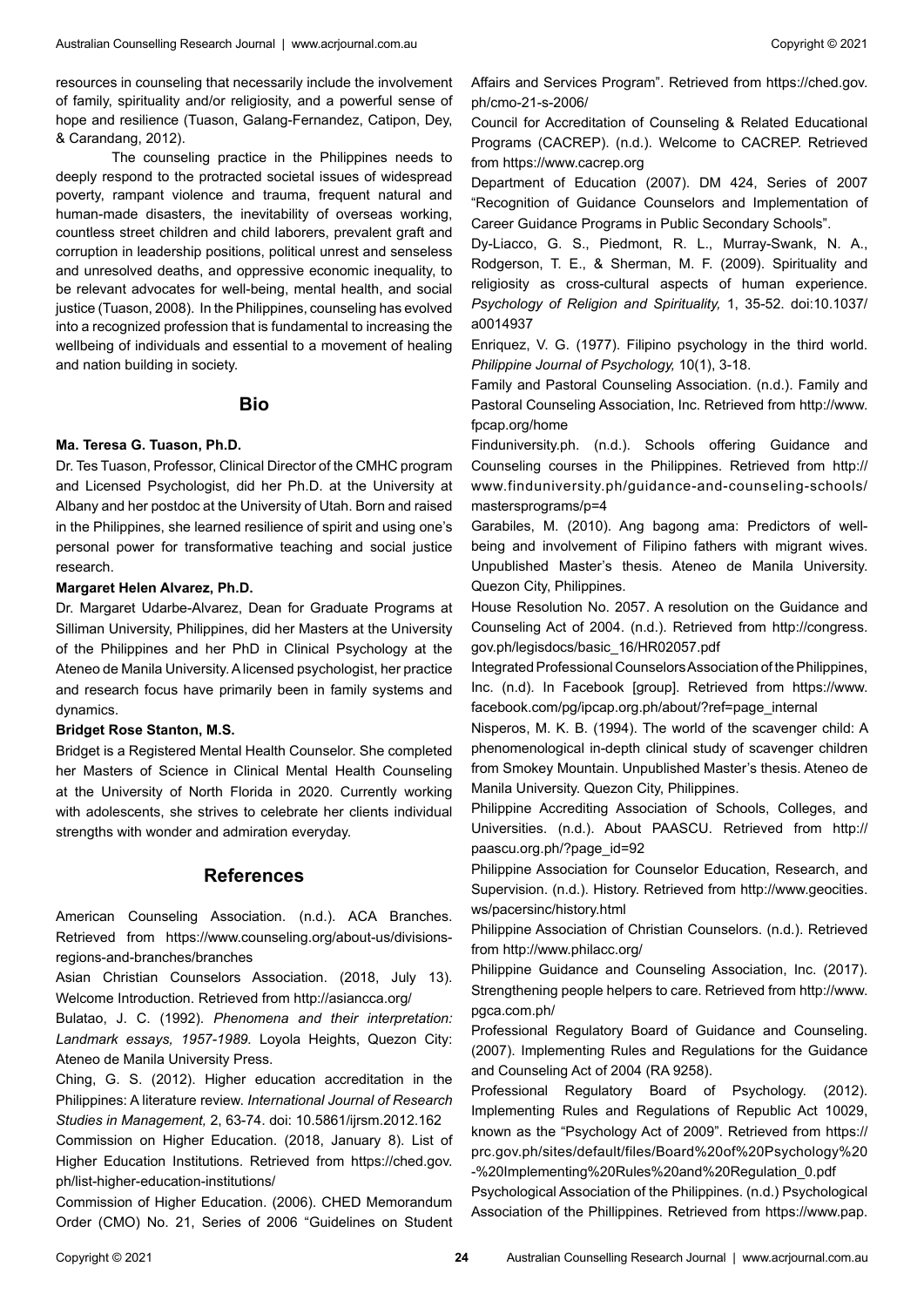resources in counseling that necessarily include the involvement of family, spirituality and/or religiosity, and a powerful sense of hope and resilience (Tuason, Galang-Fernandez, Catipon, Dey, & Carandang, 2012).

The counseling practice in the Philippines needs to deeply respond to the protracted societal issues of widespread poverty, rampant violence and trauma, frequent natural and human-made disasters, the inevitability of overseas working, countless street children and child laborers, prevalent graft and corruption in leadership positions, political unrest and senseless and unresolved deaths, and oppressive economic inequality, to be relevant advocates for well-being, mental health, and social justice (Tuason, 2008). In the Philippines, counseling has evolved into a recognized profession that is fundamental to increasing the wellbeing of individuals and essential to a movement of healing and nation building in society.

## Bio

**Ma. Teresa G. Tuason, Ph.D.**

Dr. Tes Tuason, Professor, Clinical Director of the CMHC program and Licensed Psychologist, did her Ph.D. at the University at Albany and her postdoc at the University of Utah. Born and raised in the Philippines, she learned resilience of spirit and using one's personal power for transformative teaching and social justice research.

**Margaret Helen Alvarez, Ph.D.**

Dr. Margaret Udarbe-Alvarez, Dean for Graduate Programs at Silliman University, Philippines, did her Masters at the University of the Philippines and her PhD in Clinical Psychology at the Ateneo de Manila University. A licensed psychologist, her practice and research focus have primarily been in family systems and dynamics.

**Bridget Rose Stanton, M.S.**

Bridget is a Registered Mental Health Counselor. She completed her Masters of Science in Clinical Mental Health Counseling at the University of North Florida in 2020. Currently working with adolescents, she strives to celebrate her clients individual strengths with wonder and admiration everyday.

## References

American Counseling Association. (n.d.). ACA Branches. Retrieved from https://www.counseling.org/about-us/divisions-regions-and-branches/branches

Asian Christian Counselors Association. (2018, July 13). Welcome Introduction. Retrieved from http://asiancca.org/

Bulatao, J. C. (1992). *Phenomena and their interpretation: Landmark essays, 1957-1989.* Loyola Heights, Quezon City: Ateneo de Manila University Press.

Ching, G. S. (2012). Higher education accreditation in the Philippines: A literature review. *International Journal of Research Studies in Management,* 2, 63-74. doi: 10.5861/ijrsm.2012.162

Commission on Higher Education. (2018, January 8). List of Higher Education Institutions. Retrieved from https://ched.gov.ph/list-higher-education-institutions/

Commission of Higher Education. (2006). CHED Memorandum Order (CMO) No. 21, Series of 2006 "Guidelines on Student Affairs and Services Program". Retrieved from https://ched.gov.ph/cmo-21-s-2006/

Council for Accreditation of Counseling & Related Educational Programs (CACREP). (n.d.). Welcome to CACREP. Retrieved from https://www.cacrep.org

Department of Education (2007). DM 424, Series of 2007 "Recognition of Guidance Counselors and Implementation of Career Guidance Programs in Public Secondary Schools".

Dy-Liacco, G. S., Piedmont, R. L., Murray-Swank, N. A., Rodgerson, T. E., & Sherman, M. F. (2009). Spirituality and religiosity as cross-cultural aspects of human experience. *Psychology of Religion and Spirituality,* 1, 35-52. doi:10.1037/a0014937

Enriquez, V. G. (1977). Filipino psychology in the third world. *Philippine Journal of Psychology,* 10(1), 3-18.

Family and Pastoral Counseling Association. (n.d.). Family and Pastoral Counseling Association, Inc. Retrieved from http://www.fpcap.org/home

Finduniversity.ph. (n.d.). Schools offering Guidance and Counseling courses in the Philippines. Retrieved from http://www.finduniversity.ph/guidance-and-counseling-schools/mastersprograms/p=4

Garabiles, M. (2010). Ang bagong ama: Predictors of well-being and involvement of Filipino fathers with migrant wives. Unpublished Master's thesis. Ateneo de Manila University. Quezon City, Philippines.

House Resolution No. 2057. A resolution on the Guidance and Counseling Act of 2004. (n.d.). Retrieved from http://congress.gov.ph/legisdocs/basic_16/HR02057.pdf

Integrated Professional Counselors Association of the Philippines, Inc. (n.d). In Facebook [group]. Retrieved from https://www.facebook.com/pg/ipcap.org.ph/about/?ref=page_internal

Nisperos, M. K. B. (1994). The world of the scavenger child: A phenomenological in-depth clinical study of scavenger children from Smokey Mountain. Unpublished Master's thesis. Ateneo de Manila University. Quezon City, Philippines.

Philippine Accrediting Association of Schools, Colleges, and Universities. (n.d.). About PAASCU. Retrieved from http://paascu.org.ph/?page_id=92

Philippine Association for Counselor Education, Research, and Supervision. (n.d.). History. Retrieved from http://www.geocities.ws/pacersinc/history.html

Philippine Association of Christian Counselors. (n.d.). Retrieved from http://www.philacc.org/

Philippine Guidance and Counseling Association, Inc. (2017). Strengthening people helpers to care. Retrieved from http://www.pgca.com.ph/

Professional Regulatory Board of Guidance and Counseling. (2007). Implementing Rules and Regulations for the Guidance and Counseling Act of 2004 (RA 9258).

Professional Regulatory Board of Psychology. (2012). Implementing Rules and Regulations of Republic Act 10029, known as the "Psychology Act of 2009". Retrieved from https://prc.gov.ph/sites/default/files/Board%20of%20Psychology%20-%20Implementing%20Rules%20and%20Regulation_0.pdf

Psychological Association of the Philippines. (n.d.) Psychological Association of the Phillippines. Retrieved from https://www.pap.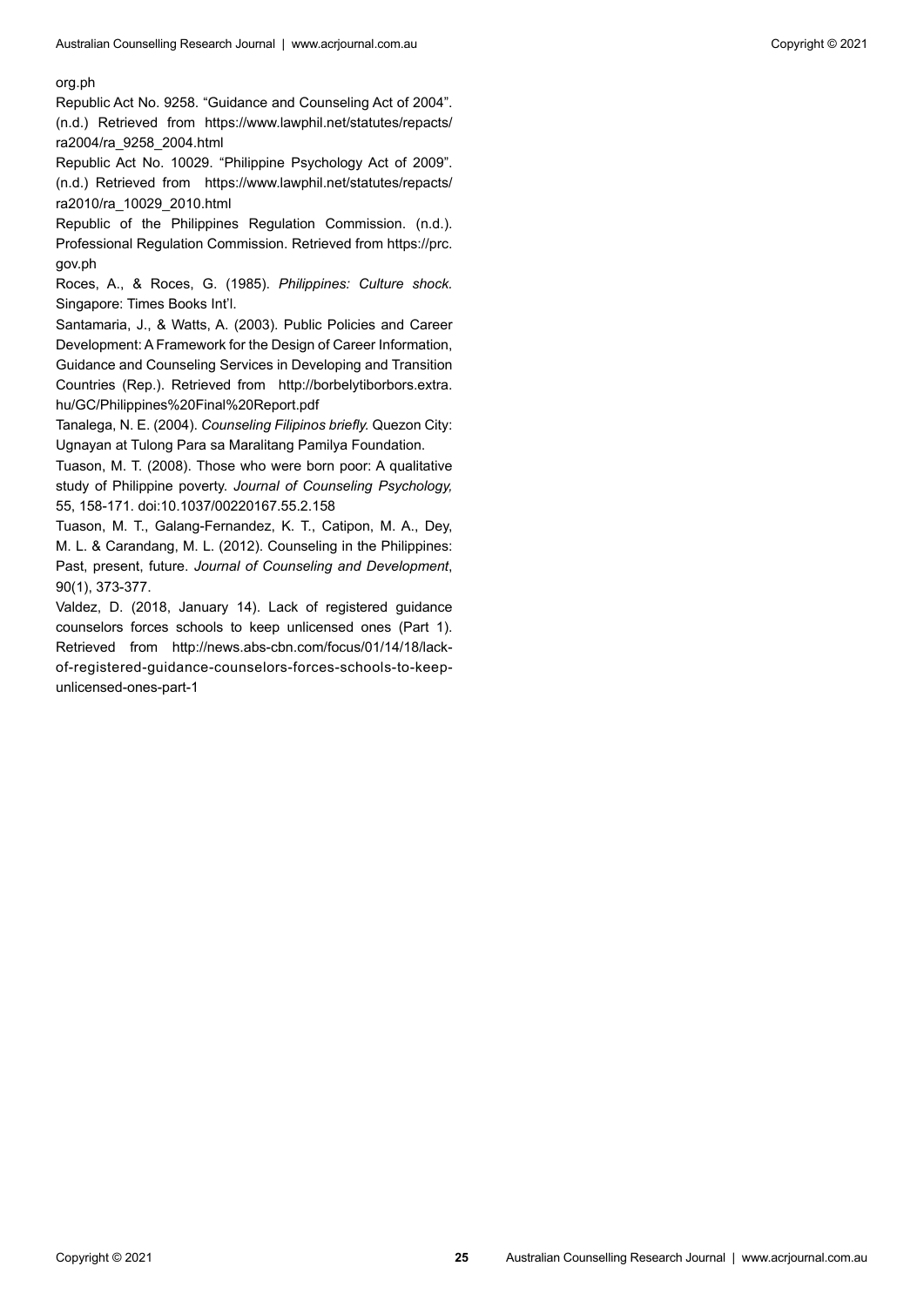org.ph

Republic Act No. 9258. "Guidance and Counseling Act of 2004". (n.d.) Retrieved from https://www.lawphil.net/statutes/repacts/ra2004/ra_9258_2004.html

Republic Act No. 10029. "Philippine Psychology Act of 2009". (n.d.) Retrieved from https://www.lawphil.net/statutes/repacts/ra2010/ra_10029_2010.html

Republic of the Philippines Regulation Commission. (n.d.). Professional Regulation Commission. Retrieved from https://prc.gov.ph

Roces, A., & Roces, G. (1985). *Philippines: Culture shock.* Singapore: Times Books Int'l.

Santamaria, J., & Watts, A. (2003). Public Policies and Career Development: A Framework for the Design of Career Information, Guidance and Counseling Services in Developing and Transition Countries (Rep.). Retrieved from http://borbelytiborbors.extra.hu/GC/Philippines%20Final%20Report.pdf

Tanalega, N. E. (2004). *Counseling Filipinos briefly.* Quezon City: Ugnayan at Tulong Para sa Maralitang Pamilya Foundation.

Tuason, M. T. (2008). Those who were born poor: A qualitative study of Philippine poverty. *Journal of Counseling Psychology,* 55, 158-171. doi:10.1037/00220167.55.2.158

Tuason, M. T., Galang-Fernandez, K. T., Catipon, M. A., Dey, M. L. & Carandang, M. L. (2012). Counseling in the Philippines: Past, present, future. *Journal of Counseling and Development*, 90(1), 373-377.

Valdez, D. (2018, January 14). Lack of registered guidance counselors forces schools to keep unlicensed ones (Part 1). Retrieved from http://news.abs-cbn.com/focus/01/14/18/lack-of-registered-guidance-counselors-forces-schools-to-keep-unlicensed-ones-part-1